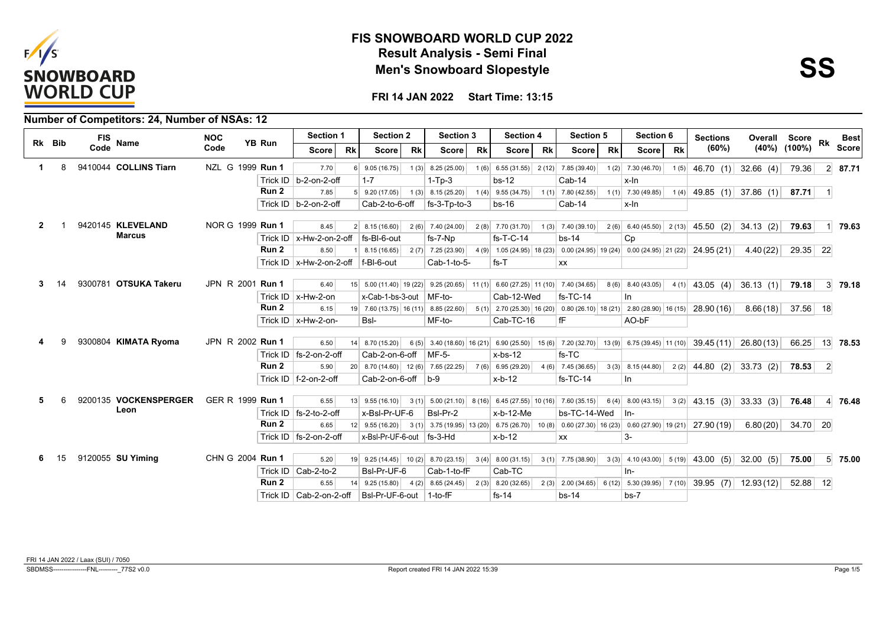# FIS SNOWBOARD WORLD CUP 2022

## Result Analysis - Semi Final

## Men's Snowboard Slopestyle

**SS**

**FRI 14 JAN 2022 Start Time: 13:15**

### Number of Competitors: 24, Number of NSAs: 12

| Rk | Bib | FIS Code | Name | NOC Code | YB | Run | Section 1 Score | Rk | Section 2 Score | Rk | Section 3 Score | Rk | Section 4 Score | Rk | Section 5 Score | Rk | Section 6 Score | Rk | Sections (60%) | Overall (40%) | Score (100%) | Rk | Best Score |
|---|---|---|---|---|---|---|---|---|---|---|---|---|---|---|---|---|---|---|---|---|---|---|---|
| 1 | 8 | 9410044 | COLLINS Tiarn | NZL | G 1999 | Run 1 | 7.70 | 6 | 9.05 (16.75) | 1 (3) | 8.25 (25.00) | 1 (6) | 6.55 (31.55) | 2 (12) | 7.85 (39.40) | 1 (2) | 7.30 (46.70) | 1 (5) | 46.70 (1) | 32.66 (4) | 79.36 | 2 | 87.71 |
| | | | | | | Trick ID | b-2-on-2-off | | 1-7 | | 1-Tp-3 | | bs-12 | | Cab-14 | | x-In | | | | | | |
| | | | | | | Run 2 | 7.85 | 5 | 9.20 (17.05) | 1 (3) | 8.15 (25.20) | 1 (4) | 9.55 (34.75) | 1 (1) | 7.80 (42.55) | 1 (1) | 7.30 (49.85) | 1 (4) | 49.85 (1) | 37.86 (1) | 87.71 | 1 | |
| | | | | | | Trick ID | b-2-on-2-off | | Cab-2-to-6-off | | fs-3-Tp-to-3 | | bs-16 | | Cab-14 | | x-In | | | | | | |
| 2 | 1 | 9420145 | KLEVELAND Marcus | NOR | G 1999 | Run 1 | 8.45 | 2 | 8.15 (16.60) | 2 (6) | 7.40 (24.00) | 2 (8) | 7.70 (31.70) | 1 (3) | 7.40 (39.10) | 2 (6) | 6.40 (45.50) | 2 (13) | 45.50 (2) | 34.13 (2) | 79.63 | 1 | 79.63 |
| | | | | | | Trick ID | x-Hw-2-on-2-off | | fs-Bl-6-out | | fs-7-Np | | fs-T-C-14 | | bs-14 | | Cp | | | | | | |
| | | | | | | Run 2 | 8.50 | 1 | 8.15 (16.65) | 2 (7) | 7.25 (23.90) | 4 (9) | 1.05 (24.95) | 18 (23) | 0.00 (24.95) | 19 (24) | 0.00 (24.95) | 21 (22) | 24.95 (21) | 4.40 (22) | 29.35 | 22 | |
| | | | | | | Trick ID | x-Hw-2-on-2-off | | f-Bl-6-out | | Cab-1-to-5- | | fs-T | | xx | | | | | | | | |
| 3 | 14 | 9300781 | OTSUKA Takeru | JPN | R 2001 | Run 1 | 6.40 | 15 | 5.00 (11.40) | 19 (22) | 9.25 (20.65) | 11 (1) | 6.60 (27.25) | 11 (10) | 7.40 (34.65) | 8 (6) | 8.40 (43.05) | 4 (1) | 43.05 (4) | 36.13 (1) | 79.18 | 3 | 79.18 |
| | | | | | | Trick ID | x-Hw-2-on | | x-Cab-1-bs-3-out | | MF-to- | | Cab-12-Wed | | fs-TC-14 | | In | | | | | | |
| | | | | | | Run 2 | 6.15 | 19 | 7.60 (13.75) | 16 (11) | 8.85 (22.60) | 5 (1) | 2.70 (25.30) | 16 (20) | 0.80 (26.10) | 18 (21) | 2.80 (28.90) | 16 (15) | 28.90 (16) | 8.66 (18) | 37.56 | 18 | |
| | | | | | | Trick ID | x-Hw-2-on- | | Bsl- | | MF-to- | | Cab-TC-16 | | fF | | AO-bF | | | | | | |
| 4 | 9 | 9300804 | KIMATA Ryoma | JPN | R 2002 | Run 1 | 6.50 | 14 | 8.70 (15.20) | 6 (5) | 3.40 (18.60) | 16 (21) | 6.90 (25.50) | 15 (6) | 7.20 (32.70) | 13 (9) | 6.75 (39.45) | 11 (10) | 39.45 (11) | 26.80 (13) | 66.25 | 13 | 78.53 |
| | | | | | | Trick ID | fs-2-on-2-off | | Cab-2-on-6-off | | MF-5- | | x-bs-12 | | fs-TC | | | | | | | | |
| | | | | | | Run 2 | 5.90 | 20 | 8.70 (14.60) | 12 (6) | 7.65 (22.25) | 7 (6) | 6.95 (29.20) | 4 (6) | 7.45 (36.65) | 3 (3) | 8.15 (44.80) | 2 (2) | 44.80 (2) | 33.73 (2) | 78.53 | 2 | |
| | | | | | | Trick ID | f-2-on-2-off | | Cab-2-on-6-off | | b-9 | | x-b-12 | | fs-TC-14 | | In | | | | | | |
| 5 | 6 | 9200135 | VOCKENSPERGER Leon | GER | R 1999 | Run 1 | 6.55 | 13 | 9.55 (16.10) | 3 (1) | 5.00 (21.10) | 8 (16) | 6.45 (27.55) | 10 (16) | 7.60 (35.15) | 6 (4) | 8.00 (43.15) | 3 (2) | 43.15 (3) | 33.33 (3) | 76.48 | 4 | 76.48 |
| | | | | | | Trick ID | fs-2-to-2-off | | x-Bsl-Pr-UF-6 | | Bsl-Pr-2 | | x-b-12-Me | | bs-TC-14-Wed | | In- | | | | | | |
| | | | | | | Run 2 | 6.65 | 12 | 9.55 (16.20) | 3 (1) | 3.75 (19.95) | 13 (20) | 6.75 (26.70) | 10 (8) | 0.60 (27.30) | 16 (23) | 0.60 (27.90) | 19 (21) | 27.90 (19) | 6.80 (20) | 34.70 | 20 | |
| | | | | | | Trick ID | fs-2-on-2-off | | x-Bsl-Pr-UF-6-out | | fs-3-Hd | | x-b-12 | | xx | | 3- | | | | | | |
| 6 | 15 | 9120055 | SU Yiming | CHN | G 2004 | Run 1 | 5.20 | 19 | 9.25 (14.45) | 10 (2) | 8.70 (23.15) | 3 (4) | 8.00 (31.15) | 3 (1) | 7.75 (38.90) | 3 (3) | 4.10 (43.00) | 5 (19) | 43.00 (5) | 32.00 (5) | 75.00 | 5 | 75.00 |
| | | | | | | Trick ID | Cab-2-to-2 | | Bsl-Pr-UF-6 | | Cab-1-to-fF | | Cab-TC | | | | In- | | | | | | |
| | | | | | | Run 2 | 6.55 | 14 | 9.25 (15.80) | 4 (2) | 8.65 (24.45) | 2 (3) | 8.20 (32.65) | 2 (3) | 2.00 (34.65) | 6 (12) | 5.30 (39.95) | 7 (10) | 39.95 (7) | 12.93 (12) | 52.88 | 12 | |
| | | | | | | Trick ID | Cab-2-on-2-off | | Bsl-Pr-UF-6-out | | 1-to-fF | | fs-14 | | bs-14 | | bs-7 | | | | | | |

FRI 14 JAN 2022 / Laax (SUI) / 7050

SBDMSS----------------FNL---------_77S2 v0.0 Report created FRI 14 JAN 2022 15:39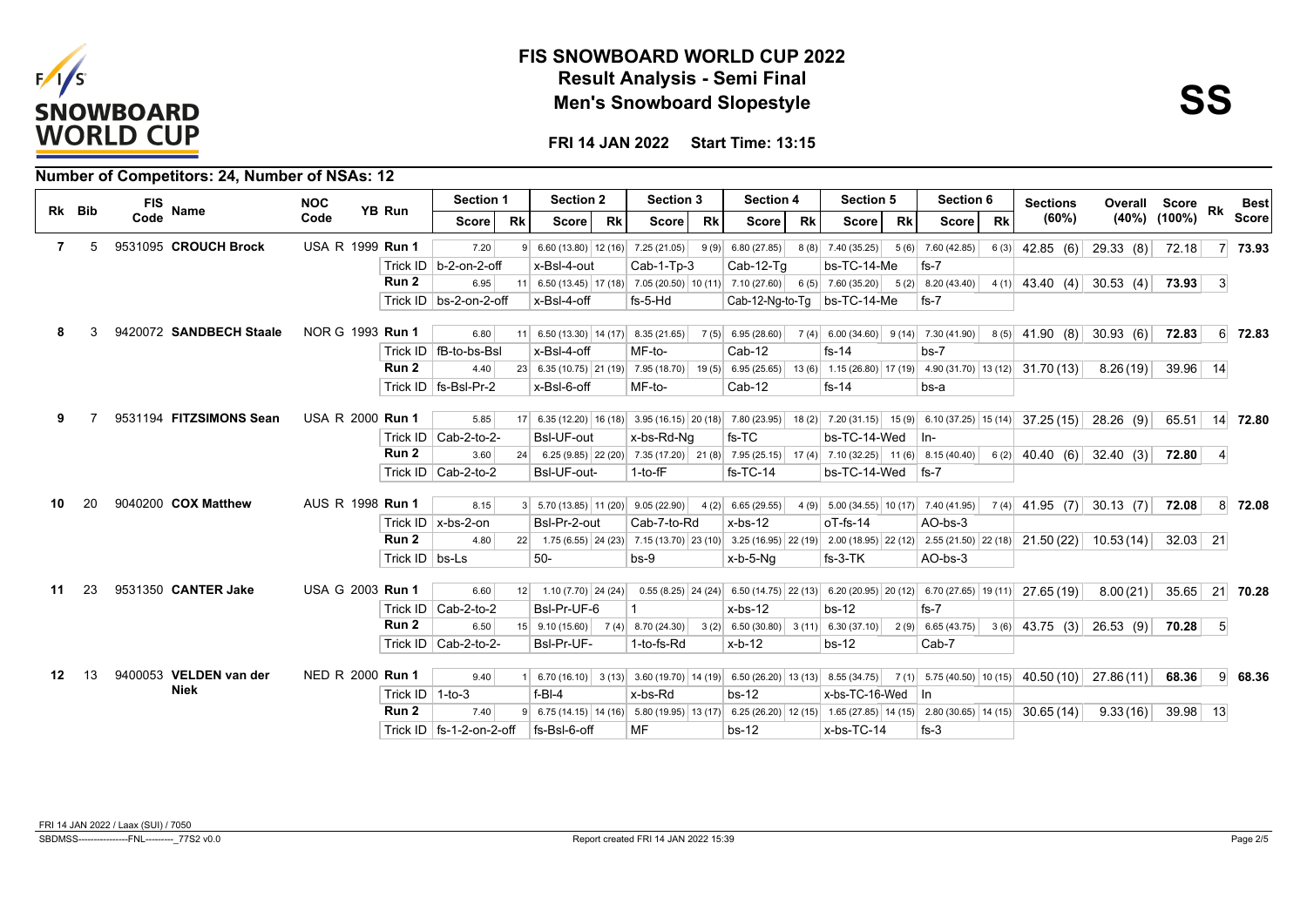# FIS SNOWBOARD WORLD CUP 2022

## Result Analysis - Semi Final

## Men's Snowboard Slopestyle

**SS**

**FRI 14 JAN 2022 Start Time: 13:15**

### Number of Competitors: 24, Number of NSAs: 12

| Rk | Bib | FIS Code | Name | NOC Code | YB | Run | Section 1 Score | Rk | Section 2 Score | Rk | Section 3 Score | Rk | Section 4 Score | Rk | Section 5 Score | Rk | Section 6 Score | Rk | Sections (60%) | Overall (40%) | Score (100%) | Rk | Best Score |
|---|---|---|---|---|---|---|---|---|---|---|---|---|---|---|---|---|---|---|---|---|---|---|---|
| 7 | 5 | 9531095 | **CROUCH Brock** | USA | R 1999 | **Run 1** | 7.20 | 9 | 6.60 (13.80) | 12 (16) | 7.25 (21.05) | 9 (9) | 6.80 (27.85) | 8 (8) | 7.40 (35.25) | 5 (6) | 7.60 (42.85) | 6 (3) | 42.85 (6) | 29.33 (8) | 72.18 | 7 | **73.93** |
| | | | | | | Trick ID | b-2-on-2-off | | x-Bsl-4-out | | Cab-1-Tp-3 | | Cab-12-Tg | | bs-TC-14-Me | | fs-7 | | | | | | |
| | | | | | | **Run 2** | 6.95 | 11 | 6.50 (13.45) | 17 (18) | 7.05 (20.50) | 10 (11) | 7.10 (27.60) | 6 (5) | 7.60 (35.20) | 5 (2) | 8.20 (43.40) | 4 (1) | 43.40 (4) | 30.53 (4) | **73.93** | 3 | |
| | | | | | | Trick ID | bs-2-on-2-off | | x-Bsl-4-off | | fs-5-Hd | | Cab-12-Ng-to-Tg | | bs-TC-14-Me | | fs-7 | | | | | | |
| 8 | 3 | 9420072 | **SANDBECH Staale** | NOR | G 1993 | **Run 1** | 6.80 | 11 | 6.50 (13.30) | 14 (17) | 8.35 (21.65) | 7 (5) | 6.95 (28.60) | 7 (4) | 6.00 (34.60) | 9 (14) | 7.30 (41.90) | 8 (5) | 41.90 (8) | 30.93 (6) | 72.83 | 6 | **72.83** |
| | | | | | | Trick ID | fB-to-bs-Bsl | | x-Bsl-4-off | | MF-to- | | Cab-12 | | fs-14 | | bs-7 | | | | | | |
| | | | | | | **Run 2** | 4.40 | 23 | 6.35 (10.75) | 21 (19) | 7.95 (18.70) | 19 (5) | 6.95 (25.65) | 13 (6) | 1.15 (26.80) | 17 (19) | 4.90 (31.70) | 13 (12) | 31.70 (13) | 8.26 (19) | 39.96 | 14 | |
| | | | | | | Trick ID | fs-Bsl-Pr-2 | | x-Bsl-6-off | | MF-to- | | Cab-12 | | fs-14 | | bs-a | | | | | | |
| 9 | 7 | 9531194 | **FITZSIMONS Sean** | USA | R 2000 | **Run 1** | 5.85 | 17 | 6.35 (12.20) | 16 (18) | 3.95 (16.15) | 20 (18) | 7.80 (23.95) | 18 (2) | 7.20 (31.15) | 15 (9) | 6.10 (37.25) | 15 (14) | 37.25 (15) | 28.26 (9) | 65.51 | 14 | **72.80** |
| | | | | | | Trick ID | Cab-2-to-2- | | Bsl-UF-out | | x-bs-Rd-Ng | | fs-TC | | bs-TC-14-Wed | | In- | | | | | | |
| | | | | | | **Run 2** | 3.60 | 24 | 6.25 (9.85) | 22 (20) | 7.35 (17.20) | 21 (8) | 7.95 (25.15) | 17 (4) | 7.10 (32.25) | 11 (6) | 8.15 (40.40) | 6 (2) | 40.40 (6) | 32.40 (3) | **72.80** | 4 | |
| | | | | | | Trick ID | Cab-2-to-2 | | Bsl-UF-out- | | 1-to-fF | | fs-TC-14 | | bs-TC-14-Wed | | fs-7 | | | | | | |
| 10 | 20 | 9040200 | **COX Matthew** | AUS | R 1998 | **Run 1** | 8.15 | 3 | 5.70 (13.85) | 11 (20) | 9.05 (22.90) | 4 (2) | 6.65 (29.55) | 4 (9) | 5.00 (34.55) | 10 (17) | 7.40 (41.95) | 7 (4) | 41.95 (7) | 30.13 (7) | 72.08 | 8 | **72.08** |
| | | | | | | Trick ID | x-bs-2-on | | Bsl-Pr-2-out | | Cab-7-to-Rd | | x-bs-12 | | oT-fs-14 | | AO-bs-3 | | | | | | |
| | | | | | | **Run 2** | 4.80 | 22 | 1.75 (6.55) | 24 (23) | 7.15 (13.70) | 23 (10) | 3.25 (16.95) | 22 (19) | 2.00 (18.95) | 22 (12) | 2.55 (21.50) | 22 (18) | 21.50 (22) | 10.53 (14) | 32.03 | 21 | |
| | | | | | | Trick ID | bs-Ls | | 50- | | bs-9 | | x-b-5-Ng | | fs-3-TK | | AO-bs-3 | | | | | | |
| 11 | 23 | 9531350 | **CANTER Jake** | USA | G 2003 | **Run 1** | 6.60 | 12 | 1.10 (7.70) | 24 (24) | 0.55 (8.25) | 24 (24) | 6.50 (14.75) | 22 (13) | 6.20 (20.95) | 20 (12) | 6.70 (27.65) | 19 (11) | 27.65 (19) | 8.00 (21) | 35.65 | 21 | **70.28** |
| | | | | | | Trick ID | Cab-2-to-2 | | Bsl-Pr-UF-6 | | 1 | | x-bs-12 | | bs-12 | | fs-7 | | | | | | |
| | | | | | | **Run 2** | 6.50 | 15 | 9.10 (15.60) | 7 (4) | 8.70 (24.30) | 3 (2) | 6.50 (30.80) | 3 (11) | 6.30 (37.10) | 2 (9) | 6.65 (43.75) | 3 (6) | 43.75 (3) | 26.53 (9) | **70.28** | 5 | |
| | | | | | | Trick ID | Cab-2-to-2- | | Bsl-Pr-UF- | | 1-to-fs-Rd | | x-b-12 | | bs-12 | | Cab-7 | | | | | | |
| 12 | 13 | 9400053 | **VELDEN van der Niek** | NED | R 2000 | **Run 1** | 9.40 | 1 | 6.70 (16.10) | 3 (13) | 3.60 (19.70) | 14 (19) | 6.50 (26.20) | 13 (13) | 8.55 (34.75) | 7 (1) | 5.75 (40.50) | 10 (15) | 40.50 (10) | 27.86 (11) | 68.36 | 9 | **68.36** |
| | | | | | | Trick ID | 1-to-3 | | f-Bl-4 | | x-bs-Rd | | bs-12 | | x-bs-TC-16-Wed | | In | | | | | | |
| | | | | | | **Run 2** | 7.40 | 9 | 6.75 (14.15) | 14 (16) | 5.80 (19.95) | 13 (17) | 6.25 (26.20) | 12 (15) | 1.65 (27.85) | 14 (15) | 2.80 (30.65) | 14 (15) | 30.65 (14) | 9.33 (16) | 39.98 | 13 | |
| | | | | | | Trick ID | fs-1-2-on-2-off | | fs-Bsl-6-off | | MF | | bs-12 | | x-bs-TC-14 | | fs-3 | | | | | | |

FRI 14 JAN 2022 / Laax (SUI) / 7050

SBDMSS----------------FNL---------_77S2 v0.0 Report created FRI 14 JAN 2022 15:39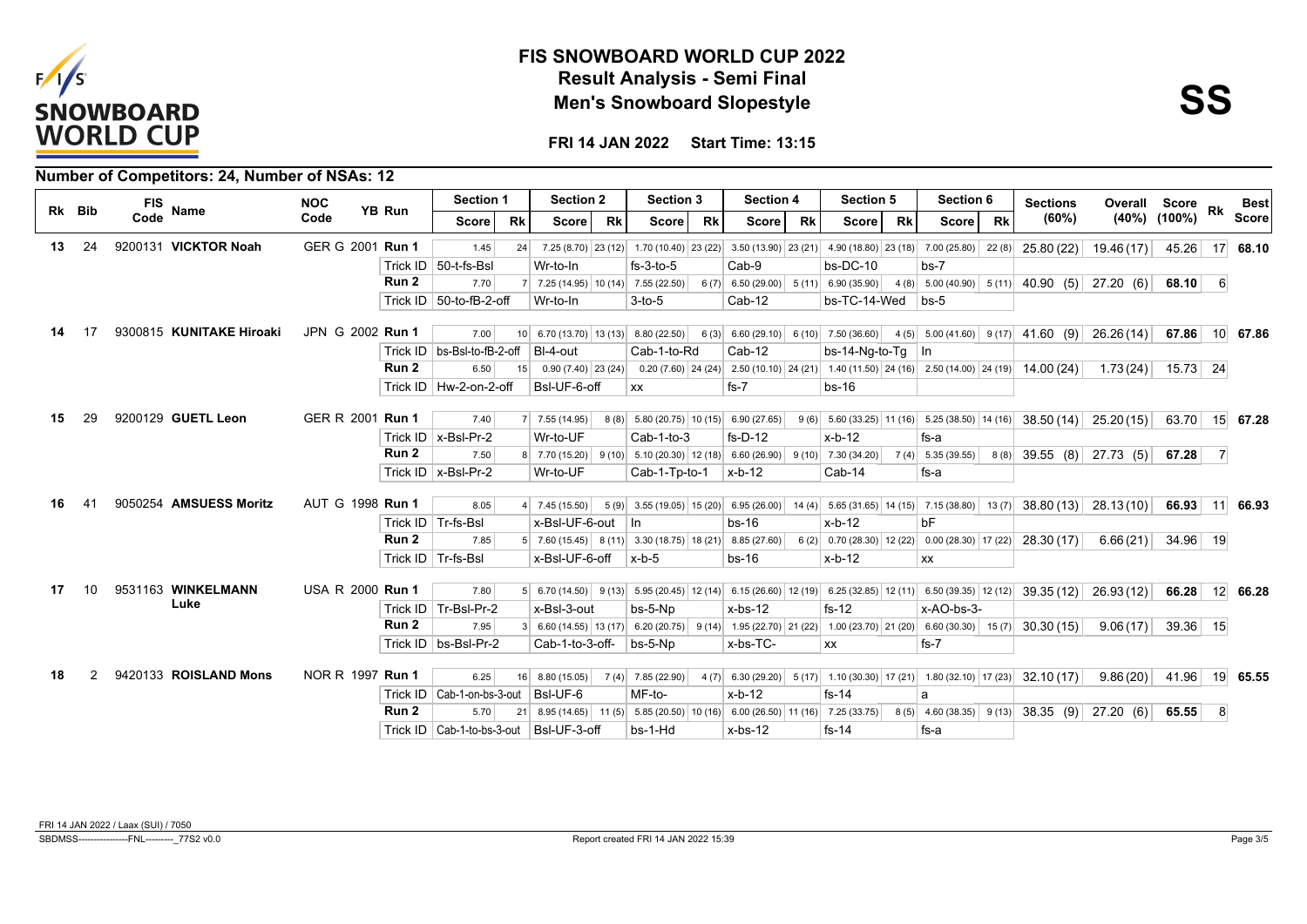# FIS SNOWBOARD WORLD CUP 2022

## Result Analysis - Semi Final

## Men's Snowboard Slopestyle

**SS**

**FRI 14 JAN 2022 Start Time: 13:15**

### Number of Competitors: 24, Number of NSAs: 12

| Rk | Bib | FIS Code | Name | NOC Code | YB | Run | Section 1 Score | Section 1 Rk | Section 2 Score | Section 2 Rk | Section 3 Score | Section 3 Rk | Section 4 Score | Section 4 Rk | Section 5 Score | Section 5 Rk | Section 6 Score | Section 6 Rk | Sections (60%) | Overall (40%) | Score (100%) | Rk | Best Score |
|---|---|---|---|---|---|---|---|---|---|---|---|---|---|---|---|---|---|---|---|---|---|---|---|
| 13 | 24 | 9200131 | VICKTOR Noah | GER | G 2001 | Run 1 | 1.45 | 24 | 7.25 (8.70) | 23 (12) | 1.70 (10.40) | 23 (22) | 3.50 (13.90) | 23 (21) | 4.90 (18.80) | 23 (18) | 7.00 (25.80) | 22 (8) | 25.80 (22) | 19.46 (17) | 45.26 | 17 | 68.10 |
| | | | | | | Trick ID | 50-t-fs-Bsl | | Wr-to-In | | fs-3-to-5 | | Cab-9 | | bs-DC-10 | | bs-7 | | | | | | |
| | | | | | | Run 2 | 7.70 | 7 | 7.25 (14.95) | 10 (14) | 7.55 (22.50) | 6 (7) | 6.50 (29.00) | 5 (11) | 6.90 (35.90) | 4 (8) | 5.00 (40.90) | 5 (11) | 40.90 (5) | 27.20 (6) | 68.10 | 6 | |
| | | | | | | Trick ID | 50-to-fB-2-off | | Wr-to-In | | 3-to-5 | | Cab-12 | | bs-TC-14-Wed | | bs-5 | | | | | | |
| 14 | 17 | 9300815 | KUNITAKE Hiroaki | JPN | G 2002 | Run 1 | 7.00 | 10 | 6.70 (13.70) | 13 (13) | 8.80 (22.50) | 6 (3) | 6.60 (29.10) | 6 (10) | 7.50 (36.60) | 4 (5) | 5.00 (41.60) | 9 (17) | 41.60 (9) | 26.26 (14) | 67.86 | 10 | 67.86 |
| | | | | | | Trick ID | bs-Bsl-to-fB-2-off | | Bl-4-out | | Cab-1-to-Rd | | Cab-12 | | bs-14-Ng-to-Tg | | In | | | | | | |
| | | | | | | Run 2 | 6.50 | 15 | 0.90 (7.40) | 23 (24) | 0.20 (7.60) | 24 (24) | 2.50 (10.10) | 24 (21) | 1.40 (11.50) | 24 (16) | 2.50 (14.00) | 24 (19) | 14.00 (24) | 1.73 (24) | 15.73 | 24 | |
| | | | | | | Trick ID | Hw-2-on-2-off | | Bsl-UF-6-off | | xx | | fs-7 | | bs-16 | | | | | | | | |
| 15 | 29 | 9200129 | GUETL Leon | GER | R 2001 | Run 1 | 7.40 | 7 | 7.55 (14.95) | 8 (8) | 5.80 (20.75) | 10 (15) | 6.90 (27.65) | 9 (6) | 5.60 (33.25) | 11 (16) | 5.25 (38.50) | 14 (16) | 38.50 (14) | 25.20 (15) | 63.70 | 15 | 67.28 |
| | | | | | | Trick ID | x-Bsl-Pr-2 | | Wr-to-UF | | Cab-1-to-3 | | fs-D-12 | | x-b-12 | | fs-a | | | | | | |
| | | | | | | Run 2 | 7.50 | 8 | 7.70 (15.20) | 9 (10) | 5.10 (20.30) | 12 (18) | 6.60 (26.90) | 9 (10) | 7.30 (34.20) | 7 (4) | 5.35 (39.55) | 8 (8) | 39.55 (8) | 27.73 (5) | 67.28 | 7 | |
| | | | | | | Trick ID | x-Bsl-Pr-2 | | Wr-to-UF | | Cab-1-Tp-to-1 | | x-b-12 | | Cab-14 | | fs-a | | | | | | |
| 16 | 41 | 9050254 | AMSUESS Moritz | AUT | G 1998 | Run 1 | 8.05 | 4 | 7.45 (15.50) | 5 (9) | 3.55 (19.05) | 15 (20) | 6.95 (26.00) | 14 (4) | 5.65 (31.65) | 14 (15) | 7.15 (38.80) | 13 (7) | 38.80 (13) | 28.13 (10) | 66.93 | 11 | 66.93 |
| | | | | | | Trick ID | Tr-fs-Bsl | | x-Bsl-UF-6-out | | In | | bs-16 | | x-b-12 | | bF | | | | | | |
| | | | | | | Run 2 | 7.85 | 5 | 7.60 (15.45) | 8 (11) | 3.30 (18.75) | 18 (21) | 8.85 (27.60) | 6 (2) | 0.70 (28.30) | 12 (22) | 0.00 (28.30) | 17 (22) | 28.30 (17) | 6.66 (21) | 34.96 | 19 | |
| | | | | | | Trick ID | Tr-fs-Bsl | | x-Bsl-UF-6-off | | x-b-5 | | bs-16 | | x-b-12 | | xx | | | | | | |
| 17 | 10 | 9531163 | WINKELMANN Luke | USA | R 2000 | Run 1 | 7.80 | 5 | 6.70 (14.50) | 9 (13) | 5.95 (20.45) | 12 (14) | 6.15 (26.60) | 12 (19) | 6.25 (32.85) | 12 (11) | 6.50 (39.35) | 12 (12) | 39.35 (12) | 26.93 (12) | 66.28 | 12 | 66.28 |
| | | | | | | Trick ID | Tr-Bsl-Pr-2 | | x-Bsl-3-out | | bs-5-Np | | x-bs-12 | | fs-12 | | x-AO-bs-3- | | | | | | |
| | | | | | | Run 2 | 7.95 | 3 | 6.60 (14.55) | 13 (17) | 6.20 (20.75) | 9 (14) | 1.95 (22.70) | 21 (22) | 1.00 (23.70) | 21 (20) | 6.60 (30.30) | 15 (7) | 30.30 (15) | 9.06 (17) | 39.36 | 15 | |
| | | | | | | Trick ID | bs-Bsl-Pr-2 | | Cab-1-to-3-off- | | bs-5-Np | | x-bs-TC- | | xx | | fs-7 | | | | | | |
| 18 | 2 | 9420133 | ROISLAND Mons | NOR | R 1997 | Run 1 | 6.25 | 16 | 8.80 (15.05) | 7 (4) | 7.85 (22.90) | 4 (7) | 6.30 (29.20) | 5 (17) | 1.10 (30.30) | 17 (21) | 1.80 (32.10) | 17 (23) | 32.10 (17) | 9.86 (20) | 41.96 | 19 | 65.55 |
| | | | | | | Trick ID | Cab-1-on-bs-3-out | | Bsl-UF-6 | | MF-to- | | x-b-12 | | fs-14 | | a | | | | | | |
| | | | | | | Run 2 | 5.70 | 21 | 8.95 (14.65) | 11 (5) | 5.85 (20.50) | 10 (16) | 6.00 (26.50) | 11 (16) | 7.25 (33.75) | 8 (5) | 4.60 (38.35) | 9 (13) | 38.35 (9) | 27.20 (6) | 65.55 | 8 | |
| | | | | | | Trick ID | Cab-1-to-bs-3-out | | Bsl-UF-3-off | | bs-1-Hd | | x-bs-12 | | fs-14 | | fs-a | | | | | | |

FRI 14 JAN 2022 / Laax (SUI) / 7050

SBDMSS----------------FNL---------_77S2 v0.0 Report created FRI 14 JAN 2022 15:39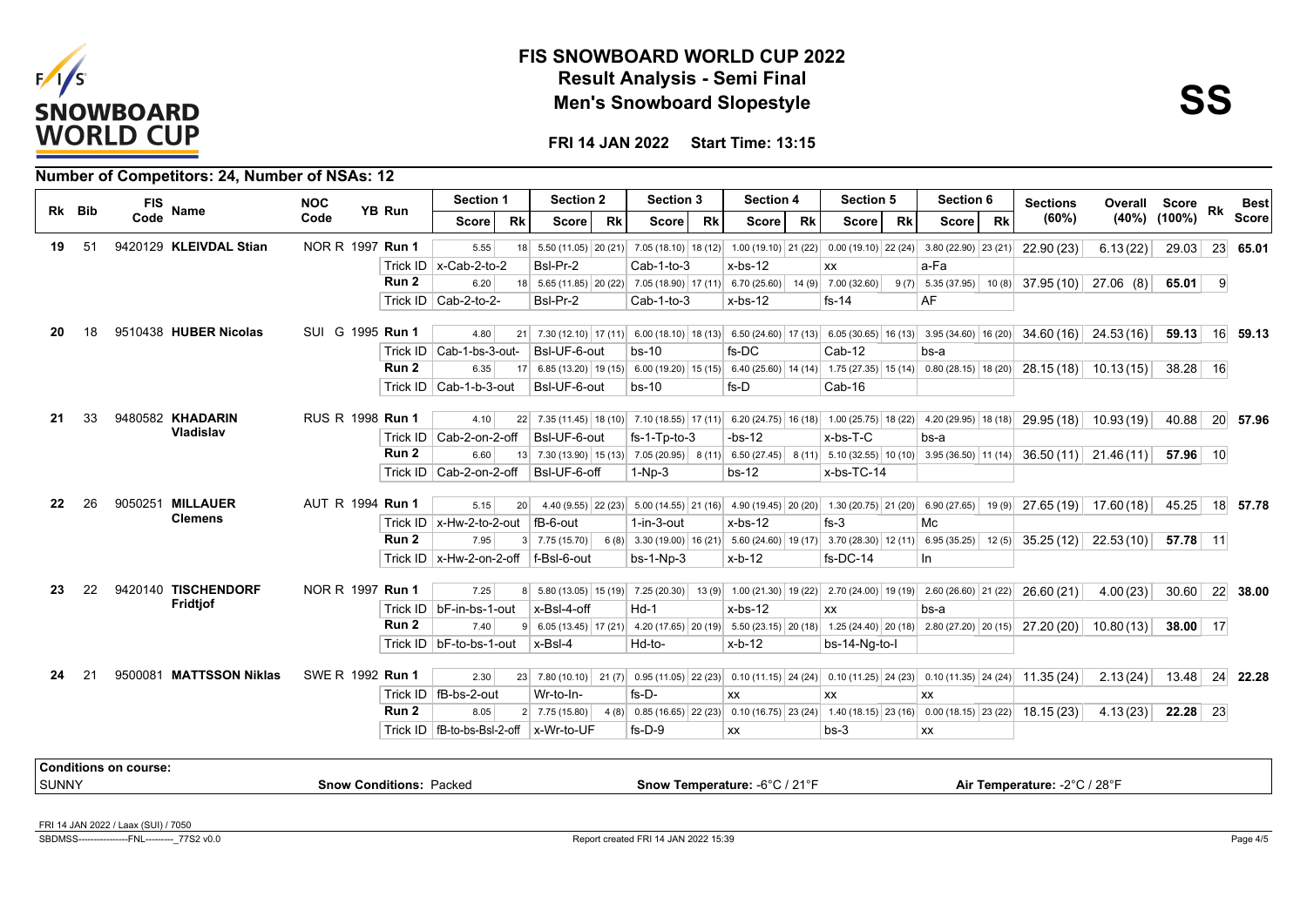# FIS SNOWBOARD WORLD CUP 2022

## Result Analysis - Semi Final

## Men's Snowboard Slopestyle

**SS**

**FRI 14 JAN 2022 Start Time: 13:15**

### Number of Competitors: 24, Number of NSAs: 12

| Rk | Bib | FIS Code | Name | NOC Code | YB | Run | Section 1 Score | Rk | Section 2 Score | Rk | Section 3 Score | Rk | Section 4 Score | Rk | Section 5 Score | Rk | Section 6 Score | Rk | Sections (60%) | Overall (40%) | Score (100%) | Rk | Best Score |
|---|---|---|---|---|---|---|---|---|---|---|---|---|---|---|---|---|---|---|---|---|---|---|---|
| 19 | 51 | 9420129 | **KLEIVDAL Stian** | NOR R | 1997 | **Run 1** | 5.55 | 18 | 5.50 (11.05) | 20 (21) | 7.05 (18.10) | 18 (12) | 1.00 (19.10) | 21 (22) | 0.00 (19.10) | 22 (24) | 3.80 (22.90) | 23 (21) | 22.90 (23) | 6.13 (22) | 29.03 | 23 | **65.01** |
| | | | | | | Trick ID | x-Cab-2-to-2 | | Bsl-Pr-2 | | Cab-1-to-3 | | x-bs-12 | | xx | | a-Fa | | | | | | |
| | | | | | | **Run 2** | 6.20 | 18 | 5.65 (11.85) | 20 (22) | 7.05 (18.90) | 17 (11) | 6.70 (25.60) | 14 (9) | 7.00 (32.60) | 9 (7) | 5.35 (37.95) | 10 (8) | 37.95 (10) | 27.06 (8) | **65.01** | 9 | |
| | | | | | | Trick ID | Cab-2-to-2- | | Bsl-Pr-2 | | Cab-1-to-3 | | x-bs-12 | | fs-14 | | AF | | | | | | |
| 20 | 18 | 9510438 | **HUBER Nicolas** | SUI G | 1995 | **Run 1** | 4.80 | 21 | 7.30 (12.10) | 17 (11) | 6.00 (18.10) | 18 (13) | 6.50 (24.60) | 17 (13) | 6.05 (30.65) | 16 (13) | 3.95 (34.60) | 16 (20) | 34.60 (16) | 24.53 (16) | **59.13** | 16 | **59.13** |
| | | | | | | Trick ID | Cab-1-bs-3-out- | | Bsl-UF-6-out | | bs-10 | | fs-DC | | Cab-12 | | bs-a | | | | | | |
| | | | | | | **Run 2** | 6.35 | 17 | 6.85 (13.20) | 19 (15) | 6.00 (19.20) | 15 (15) | 6.40 (25.60) | 14 (14) | 1.75 (27.35) | 15 (14) | 0.80 (28.15) | 18 (20) | 28.15 (18) | 10.13 (15) | 38.28 | 16 | |
| | | | | | | Trick ID | Cab-1-b-3-out | | Bsl-UF-6-out | | bs-10 | | fs-D | | Cab-16 | | | | | | | | |
| 21 | 33 | 9480582 | **KHADARIN Vladislav** | RUS R | 1998 | **Run 1** | 4.10 | 22 | 7.35 (11.45) | 18 (10) | 7.10 (18.55) | 17 (11) | 6.20 (24.75) | 16 (18) | 1.00 (25.75) | 18 (22) | 4.20 (29.95) | 18 (18) | 29.95 (18) | 10.93 (19) | 40.88 | 20 | **57.96** |
| | | | | | | Trick ID | Cab-2-on-2-off | | Bsl-UF-6-out | | fs-1-Tp-to-3 | | -bs-12 | | x-bs-T-C | | bs-a | | | | | | |
| | | | | | | **Run 2** | 6.60 | 13 | 7.30 (13.90) | 15 (13) | 7.05 (20.95) | 8 (11) | 6.50 (27.45) | 8 (11) | 5.10 (32.55) | 10 (10) | 3.95 (36.50) | 11 (14) | 36.50 (11) | 21.46 (11) | **57.96** | 10 | |
| | | | | | | Trick ID | Cab-2-on-2-off | | Bsl-UF-6-off | | 1-Np-3 | | bs-12 | | x-bs-TC-14 | | | | | | | | |
| 22 | 26 | 9050251 | **MILLAUER Clemens** | AUT R | 1994 | **Run 1** | 5.15 | 20 | 4.40 (9.55) | 22 (23) | 5.00 (14.55) | 21 (16) | 4.90 (19.45) | 20 (20) | 1.30 (20.75) | 21 (20) | 6.90 (27.65) | 19 (9) | 27.65 (19) | 17.60 (18) | 45.25 | 18 | **57.78** |
| | | | | | | Trick ID | x-Hw-2-to-2-out | | fB-6-out | | 1-in-3-out | | x-bs-12 | | fs-3 | | Mc | | | | | | |
| | | | | | | **Run 2** | 7.95 | 3 | 7.75 (15.70) | 6 (8) | 3.30 (19.00) | 16 (21) | 5.60 (24.60) | 19 (17) | 3.70 (28.30) | 12 (11) | 6.95 (35.25) | 12 (5) | 35.25 (12) | 22.53 (10) | **57.78** | 11 | |
| | | | | | | Trick ID | x-Hw-2-on-2-off | | f-Bsl-6-out | | bs-1-Np-3 | | x-b-12 | | fs-DC-14 | | In | | | | | | |
| 23 | 22 | 9420140 | **TISCHENDORF Fridtjof** | NOR R | 1997 | **Run 1** | 7.25 | 8 | 5.80 (13.05) | 15 (19) | 7.25 (20.30) | 13 (9) | 1.00 (21.30) | 19 (22) | 2.70 (24.00) | 19 (19) | 2.60 (26.60) | 21 (22) | 26.60 (21) | 4.00 (23) | 30.60 | 22 | **38.00** |
| | | | | | | Trick ID | bF-in-bs-1-out | | x-Bsl-4-off | | Hd-1 | | x-bs-12 | | xx | | bs-a | | | | | | |
| | | | | | | **Run 2** | 7.40 | 9 | 6.05 (13.45) | 17 (21) | 4.20 (17.65) | 20 (19) | 5.50 (23.15) | 20 (18) | 1.25 (24.40) | 20 (18) | 2.80 (27.20) | 20 (15) | 27.20 (20) | 10.80 (13) | **38.00** | 17 | |
| | | | | | | Trick ID | bF-to-bs-1-out | | x-Bsl-4 | | Hd-to- | | x-b-12 | | bs-14-Ng-to-I | | | | | | | | |
| 24 | 21 | 9500081 | **MATTSSON Niklas** | SWE R | 1992 | **Run 1** | 2.30 | 23 | 7.80 (10.10) | 21 (7) | 0.95 (11.05) | 22 (23) | 0.10 (11.15) | 24 (24) | 0.10 (11.25) | 24 (23) | 0.10 (11.35) | 24 (24) | 11.35 (24) | 2.13 (24) | 13.48 | 24 | **22.28** |
| | | | | | | Trick ID | fB-bs-2-out | | Wr-to-In- | | fs-D- | | xx | | xx | | xx | | | | | | |
| | | | | | | **Run 2** | 8.05 | 2 | 7.75 (15.80) | 4 (8) | 0.85 (16.65) | 22 (23) | 0.10 (16.75) | 23 (24) | 1.40 (18.15) | 23 (16) | 0.00 (18.15) | 23 (22) | 18.15 (23) | 4.13 (23) | **22.28** | 23 | |
| | | | | | | Trick ID | fB-to-bs-Bsl-2-off | | x-Wr-to-UF | | fs-D-9 | | xx | | bs-3 | | xx | | | | | | |

| Conditions on course: | | | |
|---|---|---|---|
| SUNNY | **Snow Conditions:** Packed | **Snow Temperature:** -6°C / 21°F | **Air Temperature:** -2°C / 28°F |

FRI 14 JAN 2022 / Laax (SUI) / 7050

SBDMSS----------------FNL---------_77S2 v0.0    Report created FRI 14 JAN 2022 15:39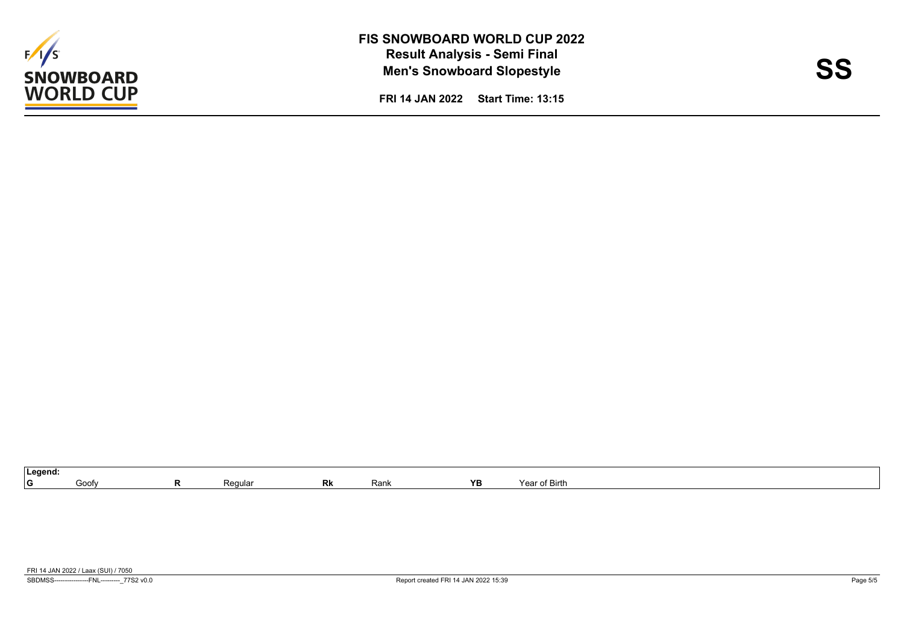# FIS SNOWBOARD WORLD CUP 2022

**Result Analysis - Semi Final**

**Men's Snowboard Slopestyle**

**SS**

**FRI 14 JAN 2022 Start Time: 13:15**

| Legend: | | | | | | | |
|---|---|---|---|---|---|---|---|
| **G** | Goofy | **R** | Regular | **Rk** | Rank | **YB** | Year of Birth |

FRI 14 JAN 2022 / Laax (SUI) / 7050

SBDMSS----------------FNL---------_77S2 v0.0

Report created FRI 14 JAN 2022 15:39